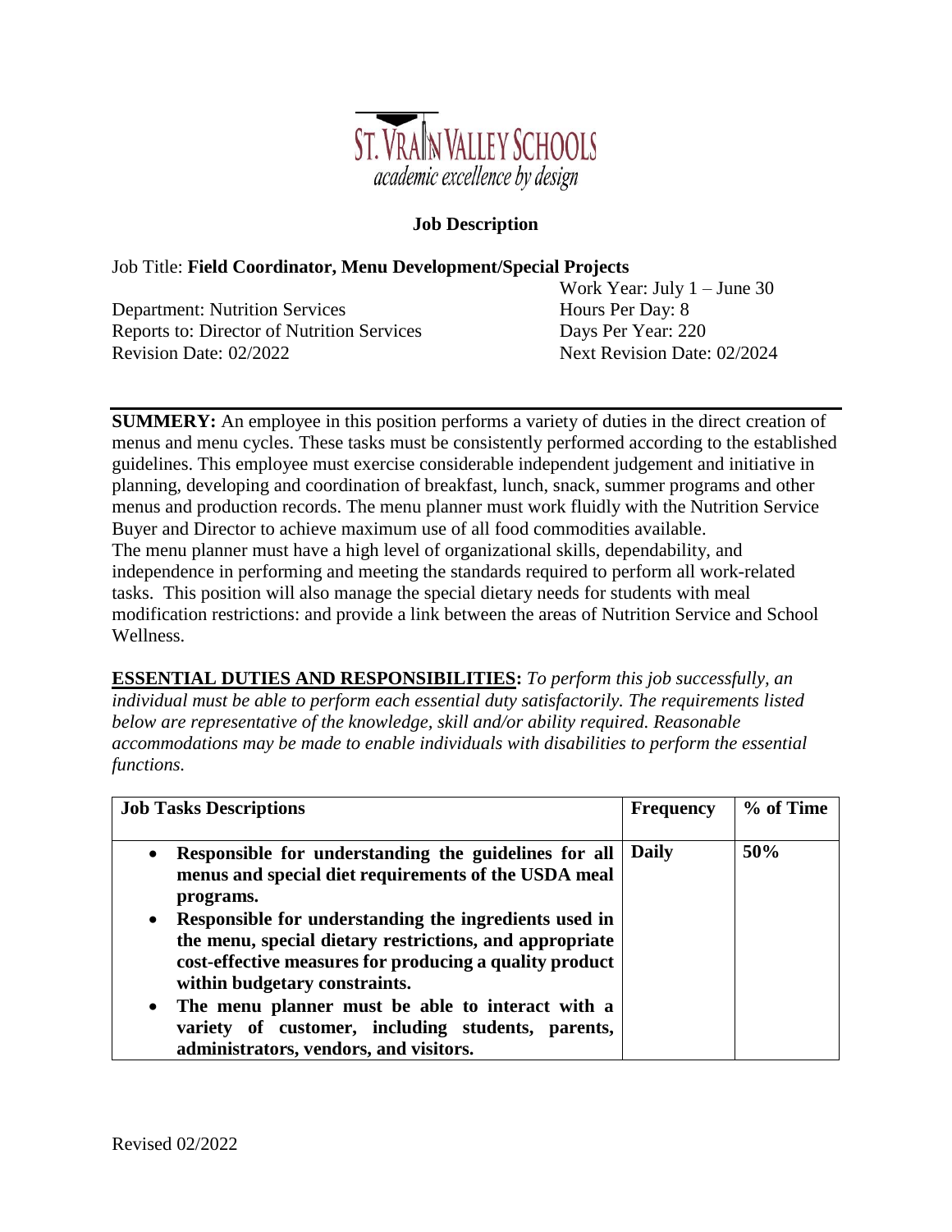ST. VRAIN VALLEY SCHOOLS
*academic excellence by design*

## Job Description

Job Title: **Field Coordinator, Menu Development/Special Projects**

Department: Nutrition Services
Reports to: Director of Nutrition Services
Revision Date: 02/2022

Work Year: July 1 – June 30
Hours Per Day: 8
Days Per Year: 220
Next Revision Date: 02/2024

**SUMMERY:** An employee in this position performs a variety of duties in the direct creation of menus and menu cycles. These tasks must be consistently performed according to the established guidelines. This employee must exercise considerable independent judgement and initiative in planning, developing and coordination of breakfast, lunch, snack, summer programs and other menus and production records. The menu planner must work fluidly with the Nutrition Service Buyer and Director to achieve maximum use of all food commodities available.
The menu planner must have a high level of organizational skills, dependability, and independence in performing and meeting the standards required to perform all work-related tasks. This position will also manage the special dietary needs for students with meal modification restrictions: and provide a link between the areas of Nutrition Service and School Wellness.

**ESSENTIAL DUTIES AND RESPONSIBILITIES:** *To perform this job successfully, an individual must be able to perform each essential duty satisfactorily. The requirements listed below are representative of the knowledge, skill and/or ability required. Reasonable accommodations may be made to enable individuals with disabilities to perform the essential functions.*

| Job Tasks Descriptions | Frequency | % of Time |
| --- | --- | --- |
| • **Responsible for understanding the guidelines for all menus and special diet requirements of the USDA meal programs.**<br>• **Responsible for understanding the ingredients used in the menu, special dietary restrictions, and appropriate cost-effective measures for producing a quality product within budgetary constraints.**<br>• **The menu planner must be able to interact with a variety of customer, including students, parents, administrators, vendors, and visitors.** | **Daily** | **50%** |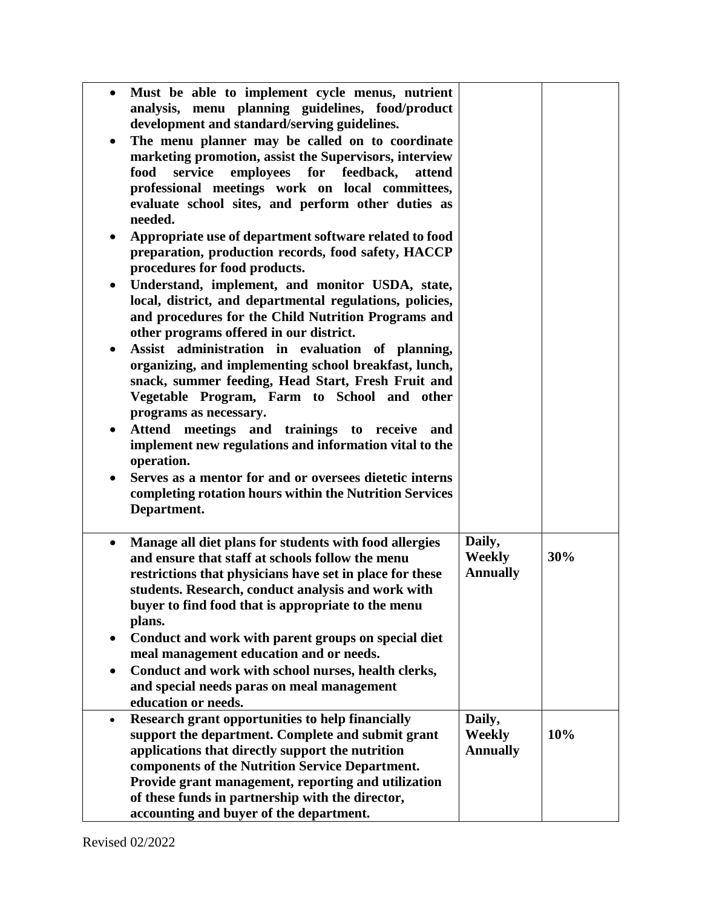| | | |
|---|---|---|
| • **Must be able to implement cycle menus, nutrient analysis, menu planning guidelines, food/product development and standard/serving guidelines.**<br>• **The menu planner may be called on to coordinate marketing promotion, assist the Supervisors, interview food service employees for feedback, attend professional meetings work on local committees, evaluate school sites, and perform other duties as needed.**<br>• **Appropriate use of department software related to food preparation, production records, food safety, HACCP procedures for food products.**<br>• **Understand, implement, and monitor USDA, state, local, district, and departmental regulations, policies, and procedures for the Child Nutrition Programs and other programs offered in our district.**<br>• **Assist administration in evaluation of planning, organizing, and implementing school breakfast, lunch, snack, summer feeding, Head Start, Fresh Fruit and Vegetable Program, Farm to School and other programs as necessary.**<br>• **Attend meetings and trainings to receive and implement new regulations and information vital to the operation.**<br>• **Serves as a mentor for and or oversees dietetic interns completing rotation hours within the Nutrition Services Department.** | | |
| • **Manage all diet plans for students with food allergies and ensure that staff at schools follow the menu restrictions that physicians have set in place for these students. Research, conduct analysis and work with buyer to find food that is appropriate to the menu plans.**<br>• **Conduct and work with parent groups on special diet meal management education and or needs.**<br>• **Conduct and work with school nurses, health clerks, and special needs paras on meal management education or needs.** | **Daily, Weekly Annually** | **30%** |
| • **Research grant opportunities to help financially support the department. Complete and submit grant applications that directly support the nutrition components of the Nutrition Service Department. Provide grant management, reporting and utilization of these funds in partnership with the director, accounting and buyer of the department.** | **Daily, Weekly Annually** | **10%** |

Revised 02/2022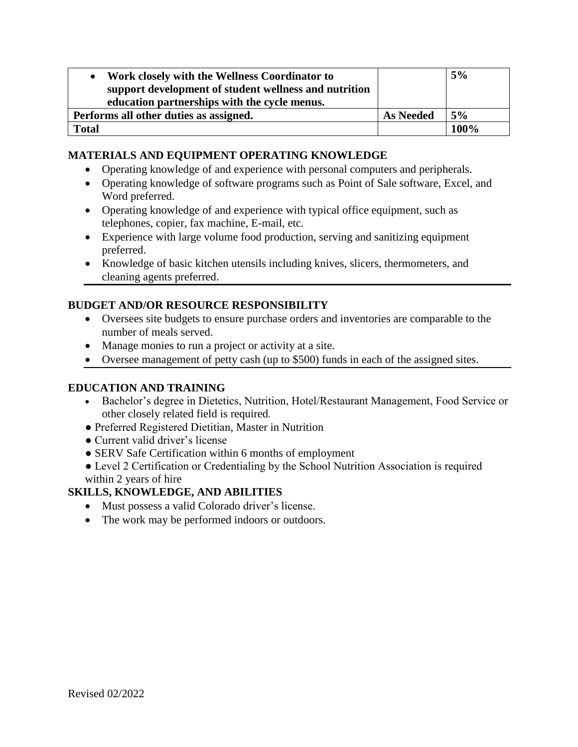| | | |
|---|---|---|
| • **Work closely with the Wellness Coordinator to support development of student wellness and nutrition education partnerships with the cycle menus.** | | **5%** |
| **Performs all other duties as assigned.** | **As Needed** | **5%** |
| **Total** | | **100%** |

## MATERIALS AND EQUIPMENT OPERATING KNOWLEDGE

- Operating knowledge of and experience with personal computers and peripherals.
- Operating knowledge of software programs such as Point of Sale software, Excel, and Word preferred.
- Operating knowledge of and experience with typical office equipment, such as telephones, copier, fax machine, E-mail, etc.
- Experience with large volume food production, serving and sanitizing equipment preferred.
- Knowledge of basic kitchen utensils including knives, slicers, thermometers, and cleaning agents preferred.

## BUDGET AND/OR RESOURCE RESPONSIBILITY

- Oversees site budgets to ensure purchase orders and inventories are comparable to the number of meals served.
- Manage monies to run a project or activity at a site.
- Oversee management of petty cash (up to $500) funds in each of the assigned sites.

## EDUCATION AND TRAINING

- Bachelor's degree in Dietetics, Nutrition, Hotel/Restaurant Management, Food Service or other closely related field is required.
- Preferred Registered Dietitian, Master in Nutrition
- Current valid driver's license
- SERV Safe Certification within 6 months of employment
- Level 2 Certification or Credentialing by the School Nutrition Association is required within 2 years of hire

## SKILLS, KNOWLEDGE, AND ABILITIES

- Must possess a valid Colorado driver's license.
- The work may be performed indoors or outdoors.

Revised 02/2022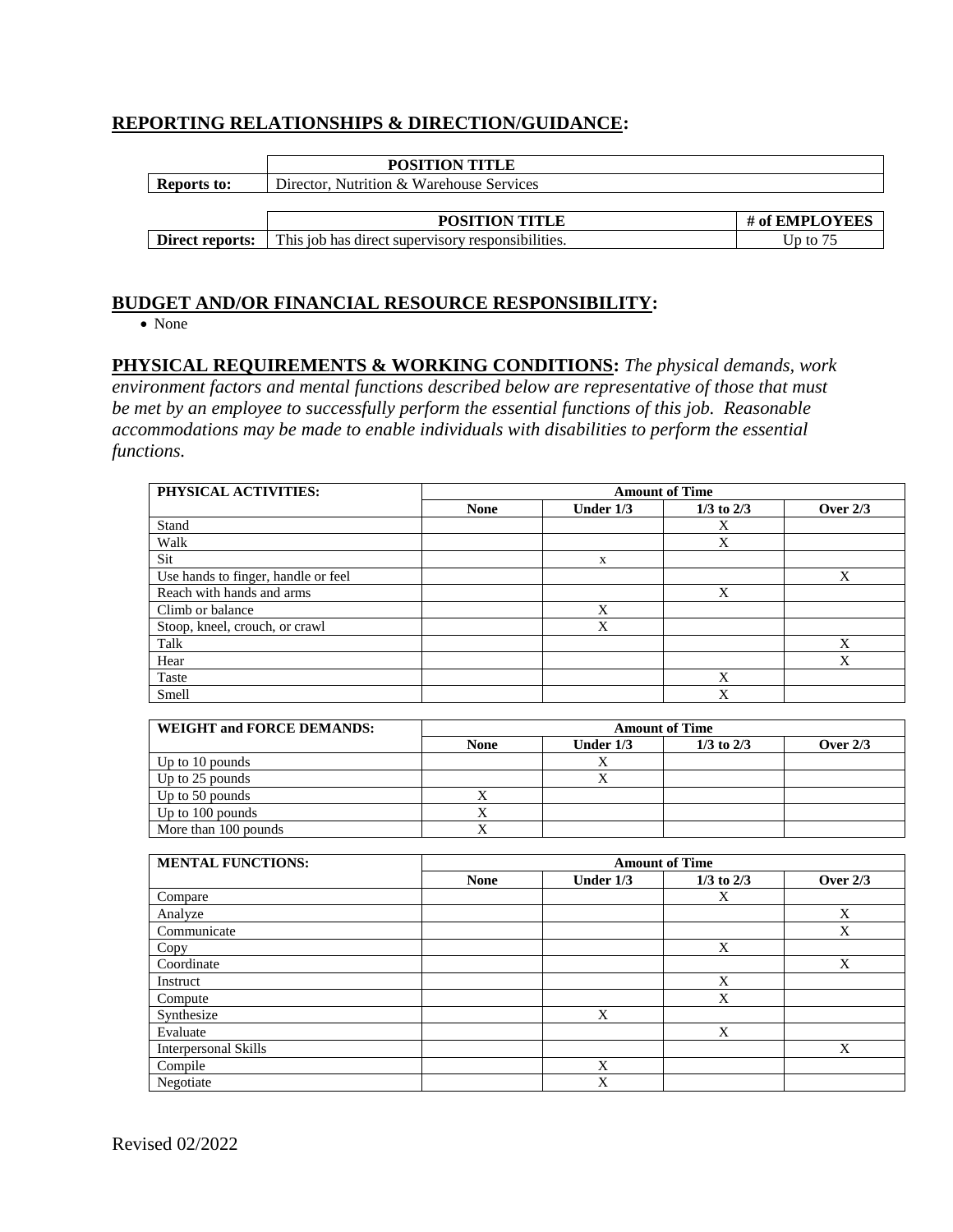## **REPORTING RELATIONSHIPS & DIRECTION/GUIDANCE:**

| | POSITION TITLE |
|---|---|
| **Reports to:** | Director, Nutrition & Warehouse Services |

| | POSITION TITLE | # of EMPLOYEES |
|---|---|---|
| **Direct reports:** | This job has direct supervisory responsibilities. | Up to 75 |

## **BUDGET AND/OR FINANCIAL RESOURCE RESPONSIBILITY:**

- None

## **PHYSICAL REQUIREMENTS & WORKING CONDITIONS:** *The physical demands, work environment factors and mental functions described below are representative of those that must be met by an employee to successfully perform the essential functions of this job. Reasonable accommodations may be made to enable individuals with disabilities to perform the essential functions.*

| PHYSICAL ACTIVITIES: | Amount of Time | | | |
|---|---|---|---|---|
| | None | Under 1/3 | 1/3 to 2/3 | Over 2/3 |
| Stand | | | X | |
| Walk | | | X | |
| Sit | | x | | |
| Use hands to finger, handle or feel | | | | X |
| Reach with hands and arms | | | X | |
| Climb or balance | | X | | |
| Stoop, kneel, crouch, or crawl | | X | | |
| Talk | | | | X |
| Hear | | | | X |
| Taste | | | X | |
| Smell | | | X | |

| WEIGHT and FORCE DEMANDS: | Amount of Time | | | |
|---|---|---|---|---|
| | None | Under 1/3 | 1/3 to 2/3 | Over 2/3 |
| Up to 10 pounds | | X | | |
| Up to 25 pounds | | X | | |
| Up to 50 pounds | X | | | |
| Up to 100 pounds | X | | | |
| More than 100 pounds | X | | | |

| MENTAL FUNCTIONS: | Amount of Time | | | |
|---|---|---|---|---|
| | None | Under 1/3 | 1/3 to 2/3 | Over 2/3 |
| Compare | | | X | |
| Analyze | | | | X |
| Communicate | | | | X |
| Copy | | | X | |
| Coordinate | | | | X |
| Instruct | | | X | |
| Compute | | | X | |
| Synthesize | | X | | |
| Evaluate | | | X | |
| Interpersonal Skills | | | | X |
| Compile | | X | | |
| Negotiate | | X | | |

Revised 02/2022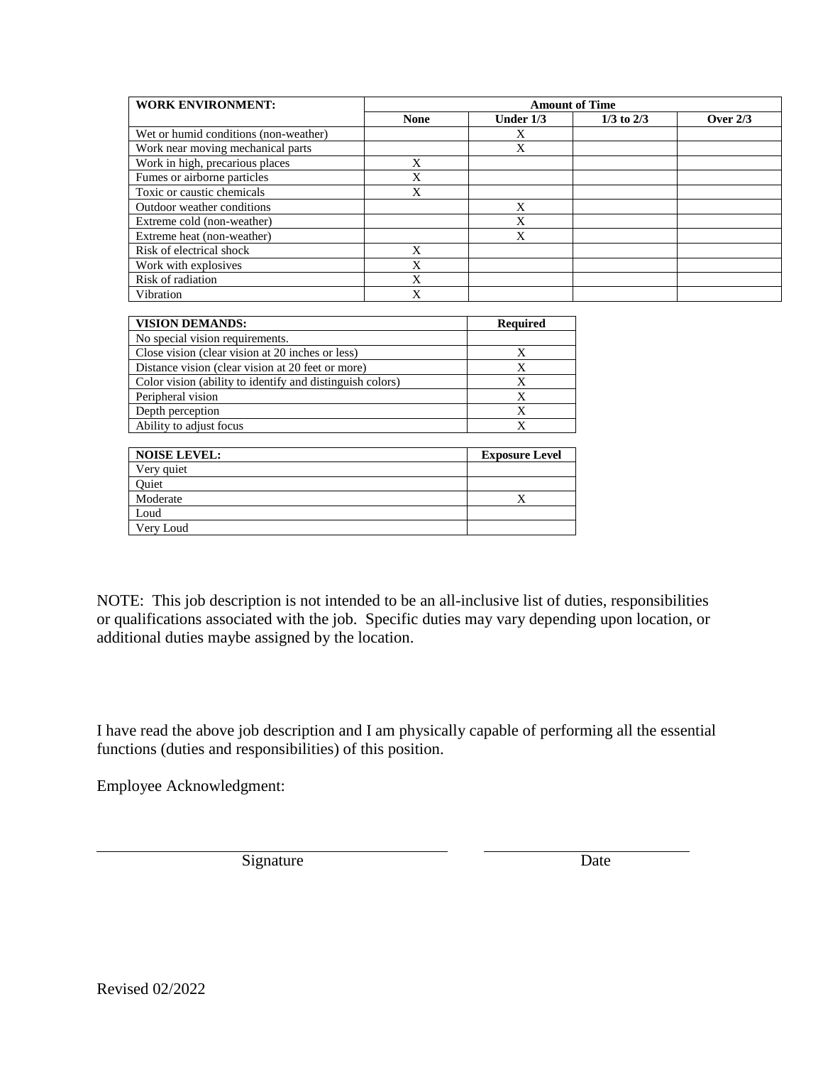| WORK ENVIRONMENT: | Amount of Time | | | |
|---|---|---|---|---|
| | None | Under 1/3 | 1/3 to 2/3 | Over 2/3 |
| Wet or humid conditions (non-weather) | | X | | |
| Work near moving mechanical parts | | X | | |
| Work in high, precarious places | X | | | |
| Fumes or airborne particles | X | | | |
| Toxic or caustic chemicals | X | | | |
| Outdoor weather conditions | | X | | |
| Extreme cold (non-weather) | | X | | |
| Extreme heat (non-weather) | | X | | |
| Risk of electrical shock | X | | | |
| Work with explosives | X | | | |
| Risk of radiation | X | | | |
| Vibration | X | | | |

| VISION DEMANDS: | Required |
|---|---|
| No special vision requirements. | |
| Close vision (clear vision at 20 inches or less) | X |
| Distance vision (clear vision at 20 feet or more) | X |
| Color vision (ability to identify and distinguish colors) | X |
| Peripheral vision | X |
| Depth perception | X |
| Ability to adjust focus | X |

| NOISE LEVEL: | Exposure Level |
|---|---|
| Very quiet | |
| Quiet | |
| Moderate | X |
| Loud | |
| Very Loud | |

NOTE: This job description is not intended to be an all-inclusive list of duties, responsibilities or qualifications associated with the job. Specific duties may vary depending upon location, or additional duties maybe assigned by the location.

I have read the above job description and I am physically capable of performing all the essential functions (duties and responsibilities) of this position.

Employee Acknowledgment:

\_\_\_\_\_\_\_\_\_\_\_\_\_\_\_\_\_\_\_\_\_\_\_\_\_\_\_\_\_\_\_\_\_\_\_\_\_\_\_\_ \_\_\_\_\_\_\_\_\_\_\_\_\_\_\_\_\_\_\_\_\_\_\_\_

Signature Date

Revised 02/2022